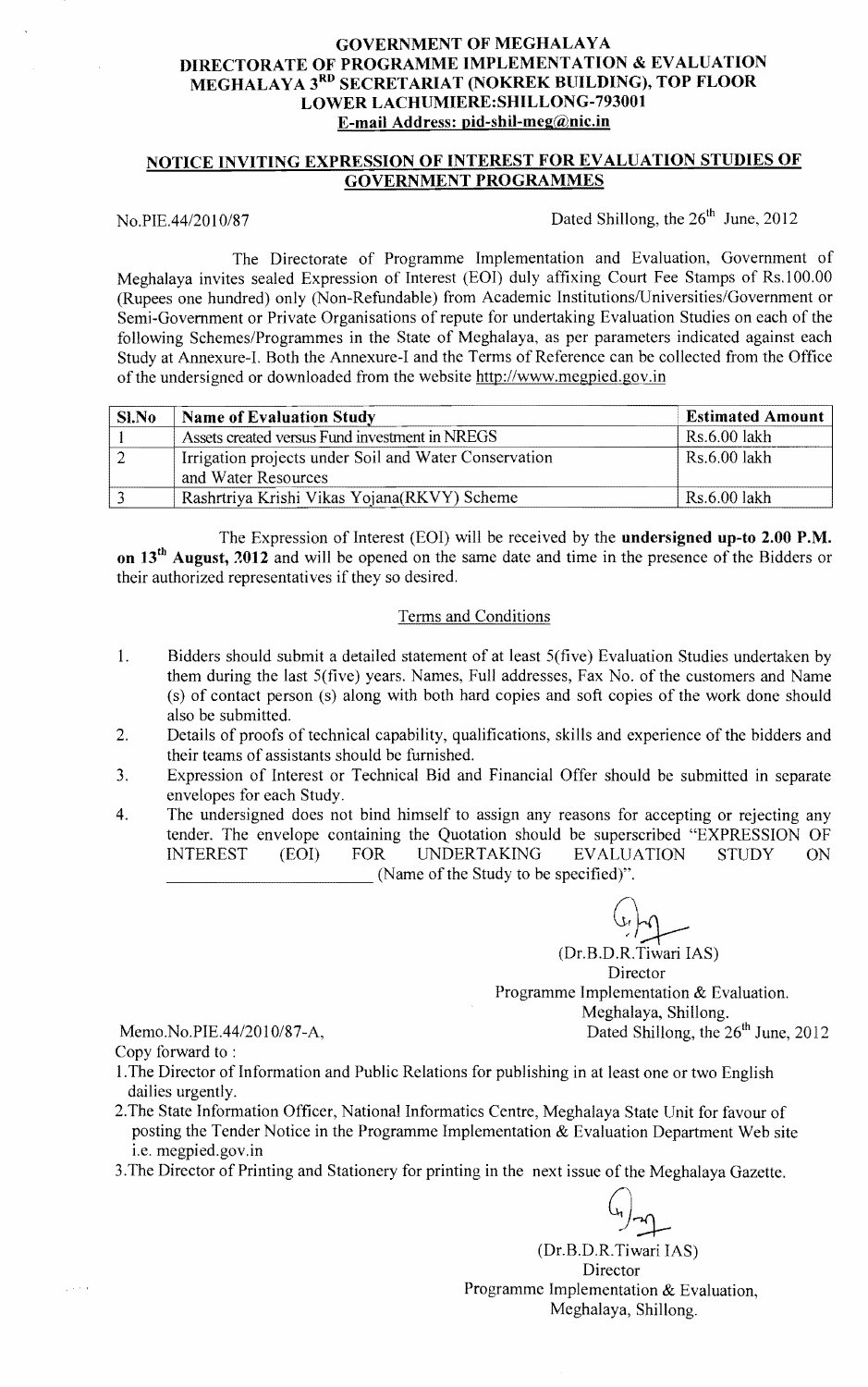# GOVERNMENT OF MEGHALAYA
## DIRECTORATE OF PROGRAMME IMPLEMENTATION & EVALUATION
## MEGHALAYA 3RD SECRETARIAT (NOKREK BUILDING), TOP FLOOR
## LOWER LACHUMIERE:SHILLONG-793001
**E-mail Address: pid-shil-meg@nic.in**

## NOTICE INVITING EXPRESSION OF INTEREST FOR EVALUATION STUDIES OF GOVERNMENT PROGRAMMES

No.PIE.44/2010/87 Dated Shillong, the 26th June, 2012

The Directorate of Programme Implementation and Evaluation, Government of Meghalaya invites sealed Expression of Interest (EOI) duly affixing Court Fee Stamps of Rs.100.00 (Rupees one hundred) only (Non-Refundable) from Academic Institutions/Universities/Government or Semi-Government or Private Organisations of repute for undertaking Evaluation Studies on each of the following Schemes/Programmes in the State of Meghalaya, as per parameters indicated against each Study at Annexure-I. Both the Annexure-I and the Terms of Reference can be collected from the Office of the undersigned or downloaded from the website http://www.megpied.gov.in

| Sl.No | Name of Evaluation Study | Estimated Amount |
|---|---|---|
| 1 | Assets created versus Fund investment in NREGS | Rs.6.00 lakh |
| 2 | Irrigation projects under Soil and Water Conservation and Water Resources | Rs.6.00 lakh |
| 3 | Rashrtriya Krishi Vikas Yojana(RKVY) Scheme | Rs.6.00 lakh |

The Expression of Interest (EOI) will be received by the **undersigned up-to 2.00 P.M. on 13th August, 2012** and will be opened on the same date and time in the presence of the Bidders or their authorized representatives if they so desired.

### Terms and Conditions

1. Bidders should submit a detailed statement of at least 5(five) Evaluation Studies undertaken by them during the last 5(five) years. Names, Full addresses, Fax No. of the customers and Name (s) of contact person (s) along with both hard copies and soft copies of the work done should also be submitted.
2. Details of proofs of technical capability, qualifications, skills and experience of the bidders and their teams of assistants should be furnished.
3. Expression of Interest or Technical Bid and Financial Offer should be submitted in separate envelopes for each Study.
4. The undersigned does not bind himself to assign any reasons for accepting or rejecting any tender. The envelope containing the Quotation should be superscribed "EXPRESSION OF INTEREST (EOI) FOR UNDERTAKING EVALUATION STUDY ON ______________ (Name of the Study to be specified)".

(Dr.B.D.R.Tiwari IAS)
Director
Programme Implementation & Evaluation.
Meghalaya, Shillong.

Memo.No.PIE.44/2010/87-A, Dated Shillong, the 26th June, 2012

Copy forward to :

1. The Director of Information and Public Relations for publishing in at least one or two English dailies urgently.
2. The State Information Officer, National Informatics Centre, Meghalaya State Unit for favour of posting the Tender Notice in the Programme Implementation & Evaluation Department Web site i.e. megpied.gov.in
3. The Director of Printing and Stationery for printing in the next issue of the Meghalaya Gazette.

(Dr.B.D.R.Tiwari IAS)
Director
Programme Implementation & Evaluation,
Meghalaya, Shillong.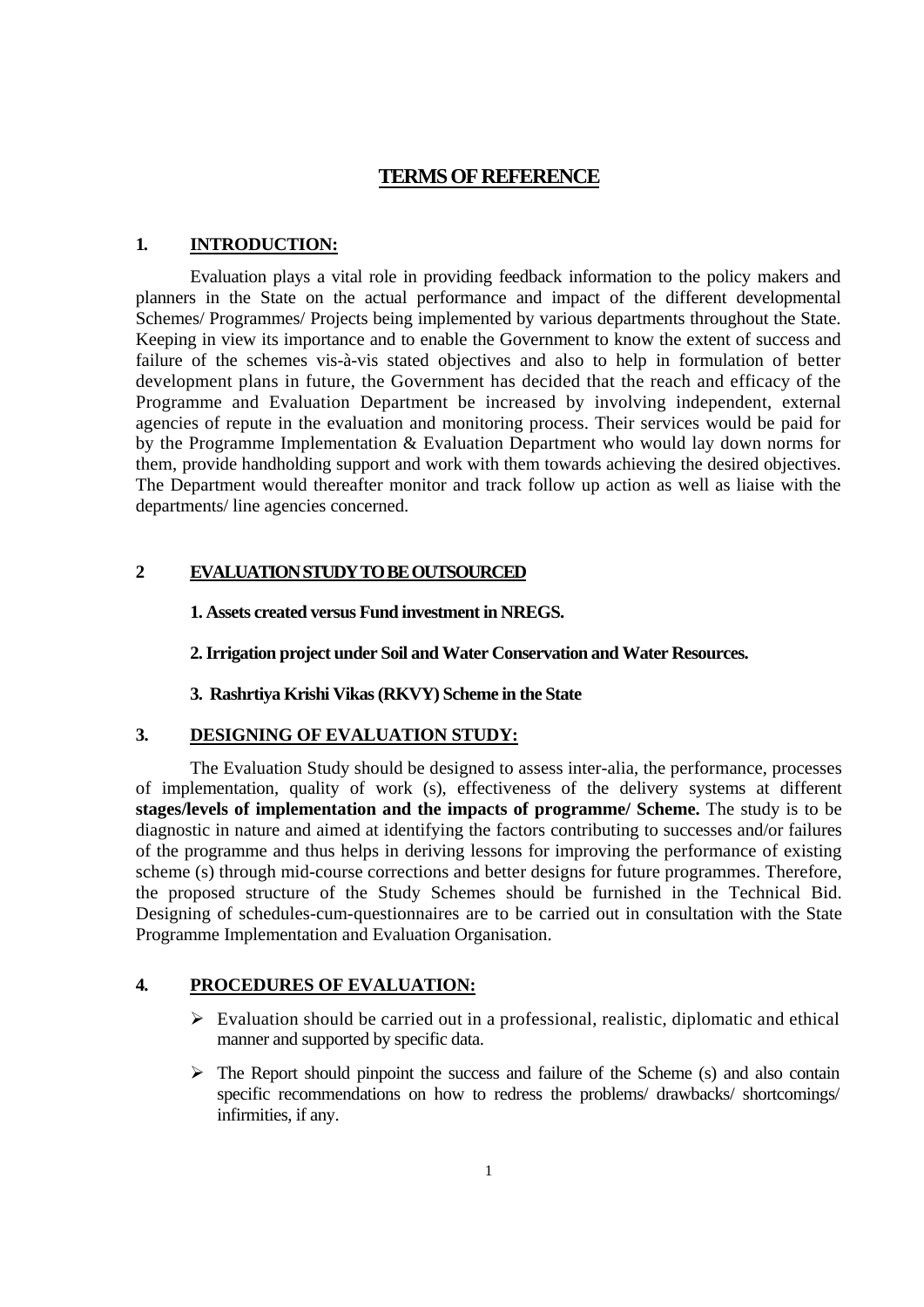# TERMS OF REFERENCE

## 1. INTRODUCTION:

Evaluation plays a vital role in providing feedback information to the policy makers and planners in the State on the actual performance and impact of the different developmental Schemes/ Programmes/ Projects being implemented by various departments throughout the State. Keeping in view its importance and to enable the Government to know the extent of success and failure of the schemes vis-à-vis stated objectives and also to help in formulation of better development plans in future, the Government has decided that the reach and efficacy of the Programme and Evaluation Department be increased by involving independent, external agencies of repute in the evaluation and monitoring process. Their services would be paid for by the Programme Implementation & Evaluation Department who would lay down norms for them, provide handholding support and work with them towards achieving the desired objectives. The Department would thereafter monitor and track follow up action as well as liaise with the departments/ line agencies concerned.

## 2 EVALUATION STUDY TO BE OUTSOURCED

**1. Assets created versus Fund investment in NREGS.**

**2. Irrigation project under Soil and Water Conservation and Water Resources.**

**3. Rashrtiya Krishi Vikas (RKVY) Scheme in the State**

## 3. DESIGNING OF EVALUATION STUDY:

The Evaluation Study should be designed to assess inter-alia, the performance, processes of implementation, quality of work (s), effectiveness of the delivery systems at different **stages/levels of implementation and the impacts of programme/ Scheme.** The study is to be diagnostic in nature and aimed at identifying the factors contributing to successes and/or failures of the programme and thus helps in deriving lessons for improving the performance of existing scheme (s) through mid-course corrections and better designs for future programmes. Therefore, the proposed structure of the Study Schemes should be furnished in the Technical Bid. Designing of schedules-cum-questionnaires are to be carried out in consultation with the State Programme Implementation and Evaluation Organisation.

## 4. PROCEDURES OF EVALUATION:

- Evaluation should be carried out in a professional, realistic, diplomatic and ethical manner and supported by specific data.
- The Report should pinpoint the success and failure of the Scheme (s) and also contain specific recommendations on how to redress the problems/ drawbacks/ shortcomings/ infirmities, if any.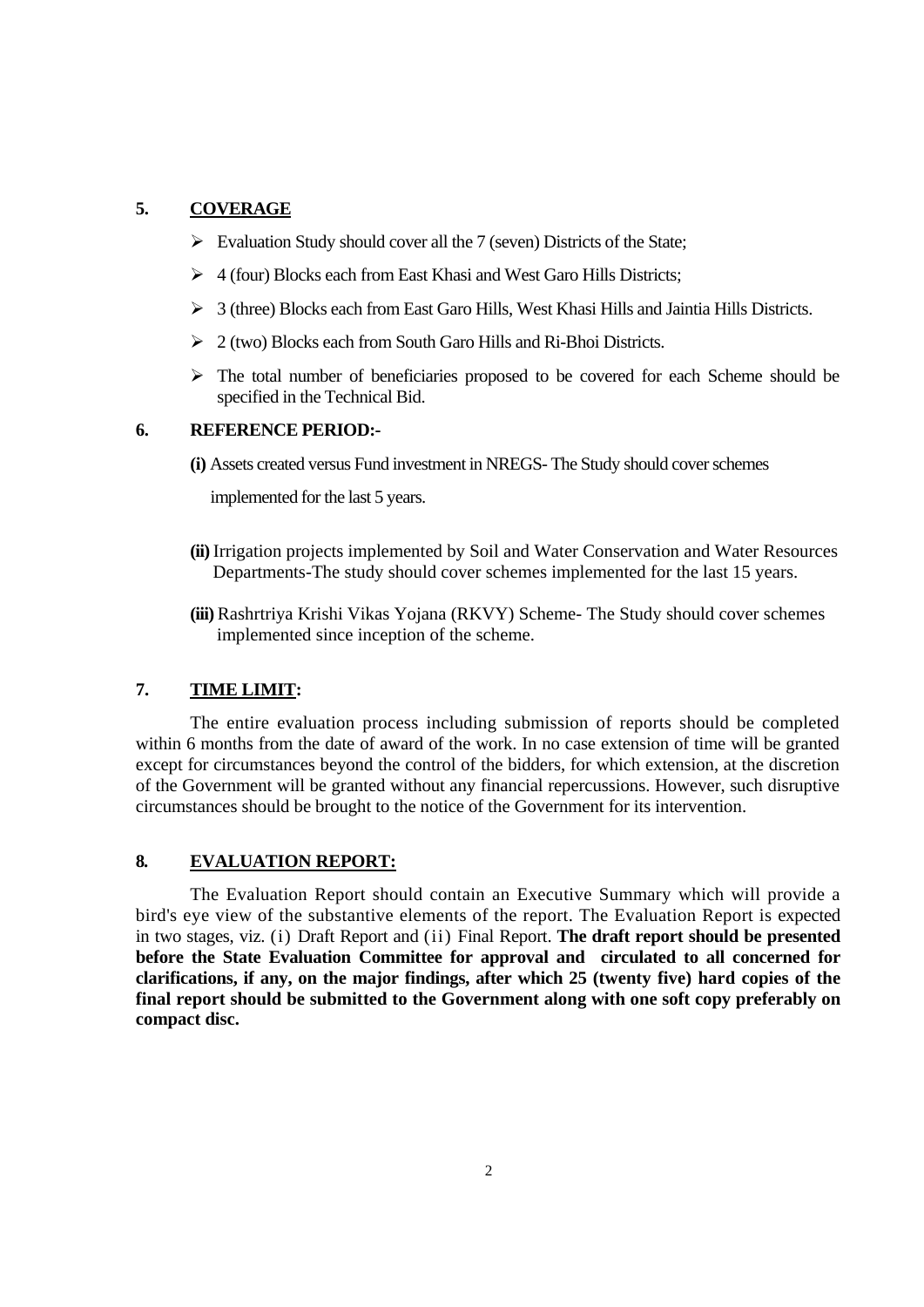## 5. COVERAGE

- Evaluation Study should cover all the 7 (seven) Districts of the State;
- 4 (four) Blocks each from East Khasi and West Garo Hills Districts;
- 3 (three) Blocks each from East Garo Hills, West Khasi Hills and Jaintia Hills Districts.
- 2 (two) Blocks each from South Garo Hills and Ri-Bhoi Districts.
- The total number of beneficiaries proposed to be covered for each Scheme should be specified in the Technical Bid.

## 6. REFERENCE PERIOD:-

**(i)** Assets created versus Fund investment in NREGS- The Study should cover schemes implemented for the last 5 years.

**(ii)** Irrigation projects implemented by Soil and Water Conservation and Water Resources Departments-The study should cover schemes implemented for the last 15 years.

**(iii)** Rashrtriya Krishi Vikas Yojana (RKVY) Scheme- The Study should cover schemes implemented since inception of the scheme.

## 7. TIME LIMIT:

The entire evaluation process including submission of reports should be completed within 6 months from the date of award of the work. In no case extension of time will be granted except for circumstances beyond the control of the bidders, for which extension, at the discretion of the Government will be granted without any financial repercussions. However, such disruptive circumstances should be brought to the notice of the Government for its intervention.

## 8. EVALUATION REPORT:

The Evaluation Report should contain an Executive Summary which will provide a bird's eye view of the substantive elements of the report. The Evaluation Report is expected in two stages, viz. (i) Draft Report and (ii) Final Report. **The draft report should be presented before the State Evaluation Committee for approval and circulated to all concerned for clarifications, if any, on the major findings, after which 25 (twenty five) hard copies of the final report should be submitted to the Government along with one soft copy preferably on compact disc.**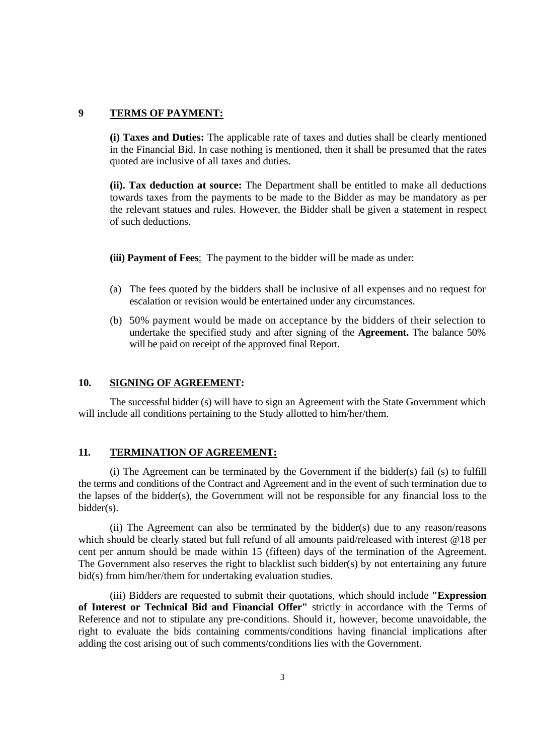## 9 TERMS OF PAYMENT:

**(i) Taxes and Duties:** The applicable rate of taxes and duties shall be clearly mentioned in the Financial Bid. In case nothing is mentioned, then it shall be presumed that the rates quoted are inclusive of all taxes and duties.

**(ii). Tax deduction at source:** The Department shall be entitled to make all deductions towards taxes from the payments to be made to the Bidder as may be mandatory as per the relevant statues and rules. However, the Bidder shall be given a statement in respect of such deductions.

**(iii) Payment of Fees**: The payment to the bidder will be made as under:

(a) The fees quoted by the bidders shall be inclusive of all expenses and no request for escalation or revision would be entertained under any circumstances.

(b) 50% payment would be made on acceptance by the bidders of their selection to undertake the specified study and after signing of the **Agreement.** The balance 50% will be paid on receipt of the approved final Report.

## 10. SIGNING OF AGREEMENT:

The successful bidder (s) will have to sign an Agreement with the State Government which will include all conditions pertaining to the Study allotted to him/her/them.

## 11. TERMINATION OF AGREEMENT:

(i) The Agreement can be terminated by the Government if the bidder(s) fail (s) to fulfill the terms and conditions of the Contract and Agreement and in the event of such termination due to the lapses of the bidder(s), the Government will not be responsible for any financial loss to the bidder(s).

(ii) The Agreement can also be terminated by the bidder(s) due to any reason/reasons which should be clearly stated but full refund of all amounts paid/released with interest @18 per cent per annum should be made within 15 (fifteen) days of the termination of the Agreement. The Government also reserves the right to blacklist such bidder(s) by not entertaining any future bid(s) from him/her/them for undertaking evaluation studies.

(iii) Bidders are requested to submit their quotations, which should include **"Expression of Interest or Technical Bid and Financial Offer"** strictly in accordance with the Terms of Reference and not to stipulate any pre-conditions. Should it, however, become unavoidable, the right to evaluate the bids containing comments/conditions having financial implications after adding the cost arising out of such comments/conditions lies with the Government.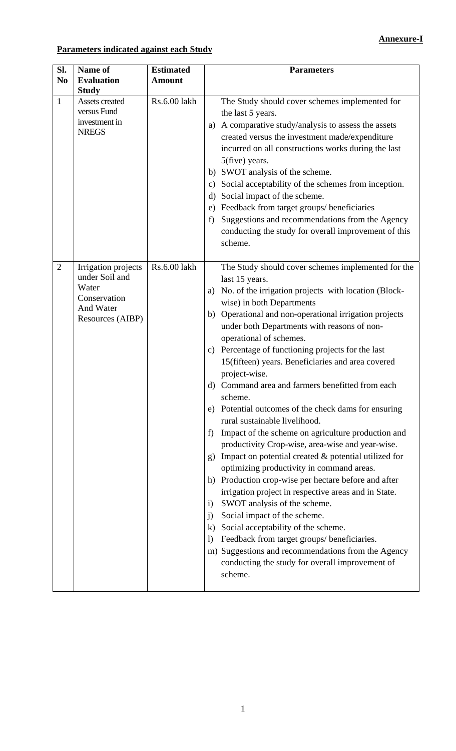**Annexure-I**

**Parameters indicated against each Study**

| Sl. No | Name of Evaluation Study | Estimated Amount | Parameters |
|---|---|---|---|
| 1 | Assets created versus Fund investment in NREGS | Rs.6.00 lakh | The Study should cover schemes implemented for the last 5 years.<br>a) A comparative study/analysis to assess the assets created versus the investment made/expenditure incurred on all constructions works during the last 5(five) years.<br>b) SWOT analysis of the scheme.<br>c) Social acceptability of the schemes from inception.<br>d) Social impact of the scheme.<br>e) Feedback from target groups/ beneficiaries<br>f) Suggestions and recommendations from the Agency conducting the study for overall improvement of this scheme. |
| 2 | Irrigation projects under Soil and Water Conservation And Water Resources (AIBP) | Rs.6.00 lakh | The Study should cover schemes implemented for the last 15 years.<br>a) No. of the irrigation projects with location (Block-wise) in both Departments<br>b) Operational and non-operational irrigation projects under both Departments with reasons of non-operational of schemes.<br>c) Percentage of functioning projects for the last 15(fifteen) years. Beneficiaries and area covered project-wise.<br>d) Command area and farmers benefitted from each scheme.<br>e) Potential outcomes of the check dams for ensuring rural sustainable livelihood.<br>f) Impact of the scheme on agriculture production and productivity Crop-wise, area-wise and year-wise.<br>g) Impact on potential created & potential utilized for optimizing productivity in command areas.<br>h) Production crop-wise per hectare before and after irrigation project in respective areas and in State.<br>i) SWOT analysis of the scheme.<br>j) Social impact of the scheme.<br>k) Social acceptability of the scheme.<br>l) Feedback from target groups/ beneficiaries.<br>m) Suggestions and recommendations from the Agency conducting the study for overall improvement of scheme. |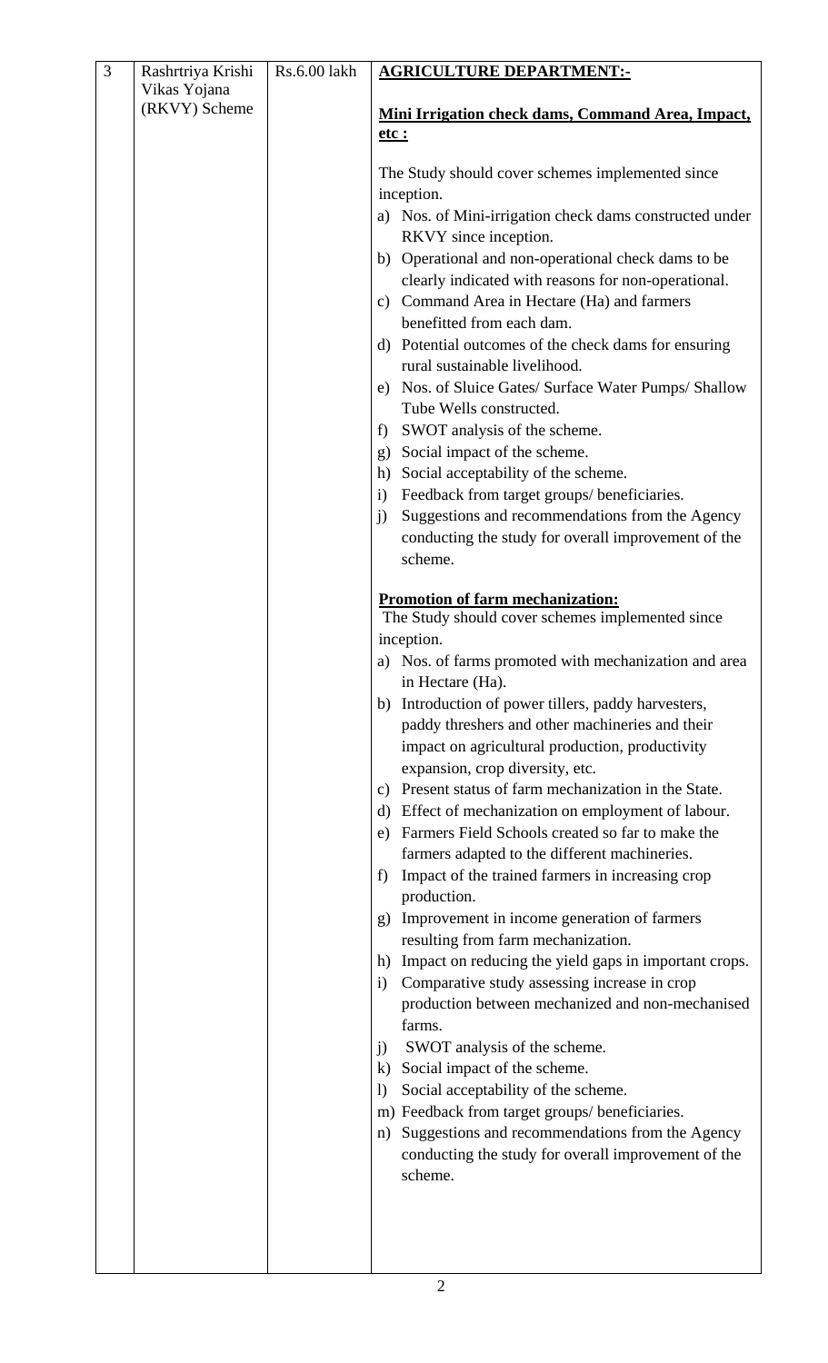| 3 | Rashrtriya Krishi Vikas Yojana (RKVY) Scheme | Rs.6.00 lakh | **AGRICULTURE DEPARTMENT:-**<br><br>**Mini Irrigation check dams, Command Area, Impact, etc :**<br><br>The Study should cover schemes implemented since inception.<br>a) Nos. of Mini-irrigation check dams constructed under RKVY since inception.<br>b) Operational and non-operational check dams to be clearly indicated with reasons for non-operational.<br>c) Command Area in Hectare (Ha) and farmers benefitted from each dam.<br>d) Potential outcomes of the check dams for ensuring rural sustainable livelihood.<br>e) Nos. of Sluice Gates/ Surface Water Pumps/ Shallow Tube Wells constructed.<br>f) SWOT analysis of the scheme.<br>g) Social impact of the scheme.<br>h) Social acceptability of the scheme.<br>i) Feedback from target groups/ beneficiaries.<br>j) Suggestions and recommendations from the Agency conducting the study for overall improvement of the scheme.<br><br>**Promotion of farm mechanization:**<br>The Study should cover schemes implemented since inception.<br>a) Nos. of farms promoted with mechanization and area in Hectare (Ha).<br>b) Introduction of power tillers, paddy harvesters, paddy threshers and other machineries and their impact on agricultural production, productivity expansion, crop diversity, etc.<br>c) Present status of farm mechanization in the State.<br>d) Effect of mechanization on employment of labour.<br>e) Farmers Field Schools created so far to make the farmers adapted to the different machineries.<br>f) Impact of the trained farmers in increasing crop production.<br>g) Improvement in income generation of farmers resulting from farm mechanization.<br>h) Impact on reducing the yield gaps in important crops.<br>i) Comparative study assessing increase in crop production between mechanized and non-mechanised farms.<br>j) SWOT analysis of the scheme.<br>k) Social impact of the scheme.<br>l) Social acceptability of the scheme.<br>m) Feedback from target groups/ beneficiaries.<br>n) Suggestions and recommendations from the Agency conducting the study for overall improvement of the scheme. |
|---|---|---|---|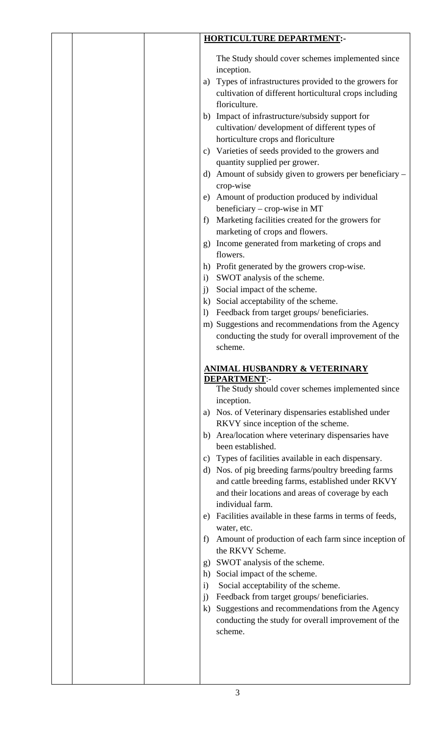**HORTICULTURE DEPARTMENT:-**

The Study should cover schemes implemented since inception.

a) Types of infrastructures provided to the growers for cultivation of different horticultural crops including floriculture.
b) Impact of infrastructure/subsidy support for cultivation/ development of different types of horticulture crops and floriculture
c) Varieties of seeds provided to the growers and quantity supplied per grower.
d) Amount of subsidy given to growers per beneficiary – crop-wise
e) Amount of production produced by individual beneficiary – crop-wise in MT
f) Marketing facilities created for the growers for marketing of crops and flowers.
g) Income generated from marketing of crops and flowers.
h) Profit generated by the growers crop-wise.
i) SWOT analysis of the scheme.
j) Social impact of the scheme.
k) Social acceptability of the scheme.
l) Feedback from target groups/ beneficiaries.
m) Suggestions and recommendations from the Agency conducting the study for overall improvement of the scheme.

**ANIMAL HUSBANDRY & VETERINARY DEPARTMENT:-**

The Study should cover schemes implemented since inception.

a) Nos. of Veterinary dispensaries established under RKVY since inception of the scheme.
b) Area/location where veterinary dispensaries have been established.
c) Types of facilities available in each dispensary.
d) Nos. of pig breeding farms/poultry breeding farms and cattle breeding farms, established under RKVY and their locations and areas of coverage by each individual farm.
e) Facilities available in these farms in terms of feeds, water, etc.
f) Amount of production of each farm since inception of the RKVY Scheme.
g) SWOT analysis of the scheme.
h) Social impact of the scheme.
i) Social acceptability of the scheme.
j) Feedback from target groups/ beneficiaries.
k) Suggestions and recommendations from the Agency conducting the study for overall improvement of the scheme.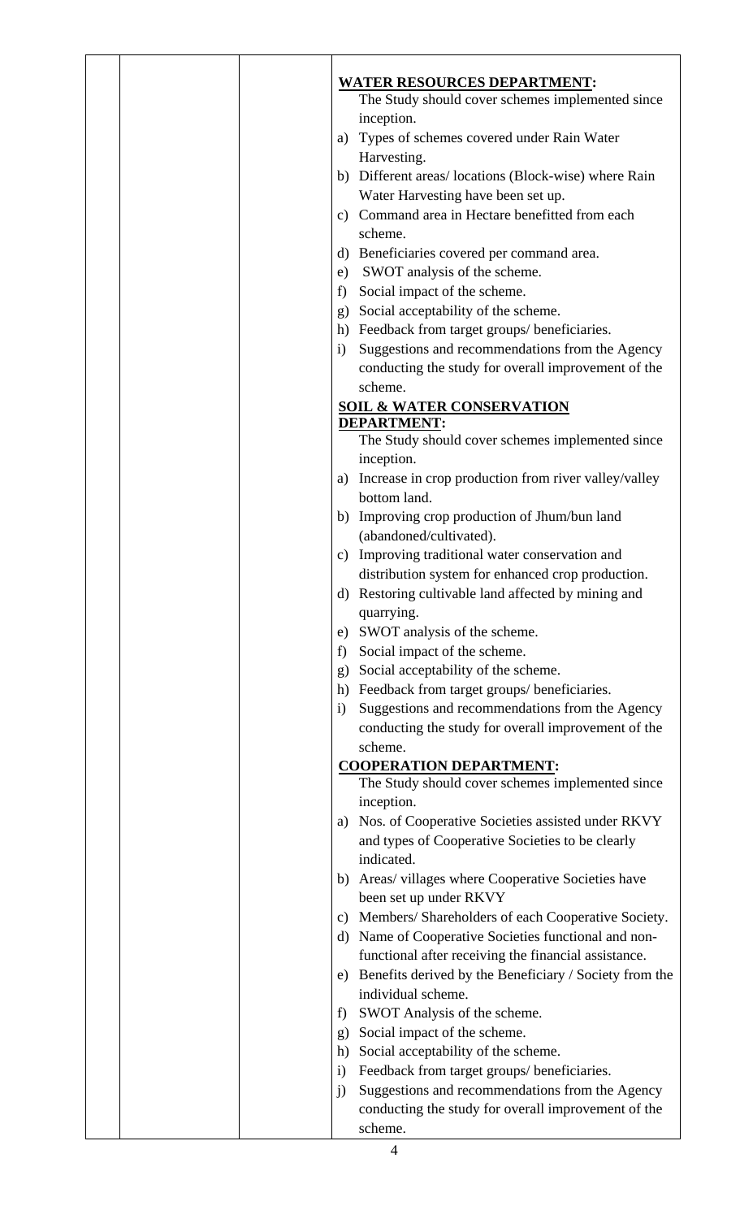**WATER RESOURCES DEPARTMENT:**

The Study should cover schemes implemented since inception.

a) Types of schemes covered under Rain Water Harvesting.
b) Different areas/ locations (Block-wise) where Rain Water Harvesting have been set up.
c) Command area in Hectare benefitted from each scheme.
d) Beneficiaries covered per command area.
e) SWOT analysis of the scheme.
f) Social impact of the scheme.
g) Social acceptability of the scheme.
h) Feedback from target groups/ beneficiaries.
i) Suggestions and recommendations from the Agency conducting the study for overall improvement of the scheme.

**SOIL & WATER CONSERVATION DEPARTMENT:**

The Study should cover schemes implemented since inception.

a) Increase in crop production from river valley/valley bottom land.
b) Improving crop production of Jhum/bun land (abandoned/cultivated).
c) Improving traditional water conservation and distribution system for enhanced crop production.
d) Restoring cultivable land affected by mining and quarrying.
e) SWOT analysis of the scheme.
f) Social impact of the scheme.
g) Social acceptability of the scheme.
h) Feedback from target groups/ beneficiaries.
i) Suggestions and recommendations from the Agency conducting the study for overall improvement of the scheme.

**COOPERATION DEPARTMENT:**

The Study should cover schemes implemented since inception.

a) Nos. of Cooperative Societies assisted under RKVY and types of Cooperative Societies to be clearly indicated.
b) Areas/ villages where Cooperative Societies have been set up under RKVY
c) Members/ Shareholders of each Cooperative Society.
d) Name of Cooperative Societies functional and non-functional after receiving the financial assistance.
e) Benefits derived by the Beneficiary / Society from the individual scheme.
f) SWOT Analysis of the scheme.
g) Social impact of the scheme.
h) Social acceptability of the scheme.
i) Feedback from target groups/ beneficiaries.
j) Suggestions and recommendations from the Agency conducting the study for overall improvement of the scheme.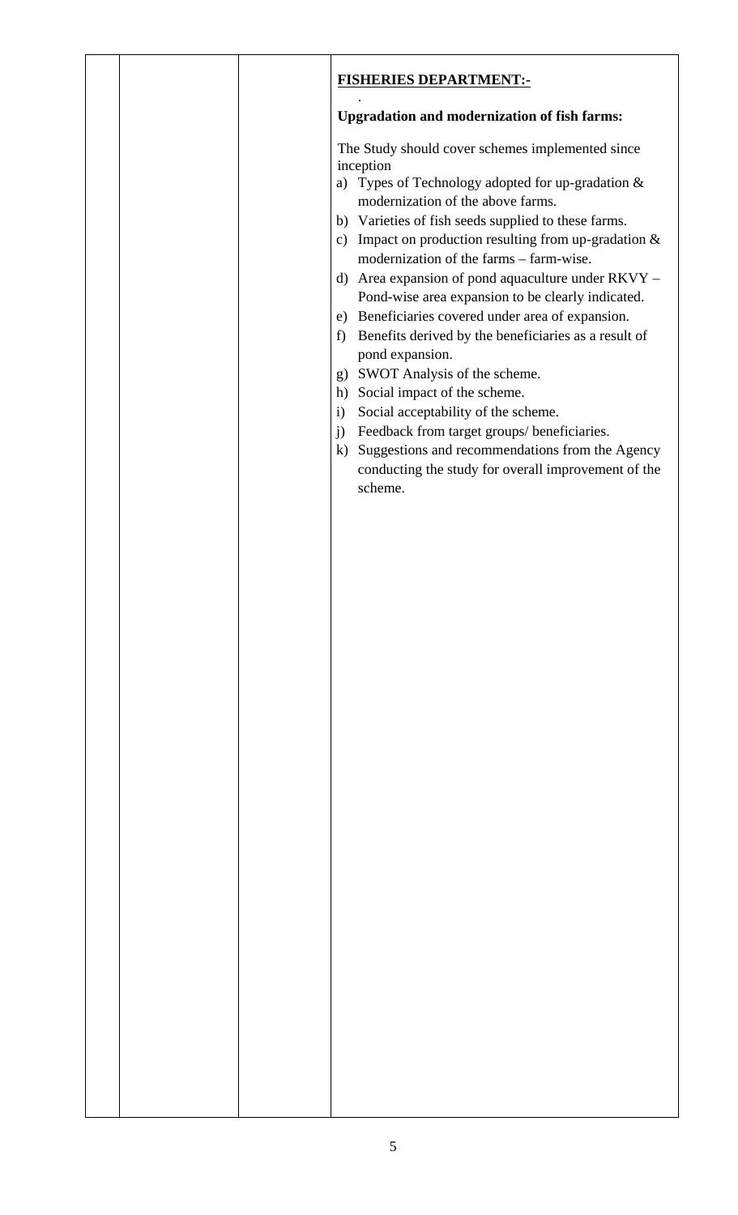| | | | |
|---|---|---|---|
| | | | **FISHERIES DEPARTMENT:-** <br> . <br> **Upgradation and modernization of fish farms:** <br> The Study should cover schemes implemented since inception <br> a) Types of Technology adopted for up-gradation & modernization of the above farms. <br> b) Varieties of fish seeds supplied to these farms. <br> c) Impact on production resulting from up-gradation & modernization of the farms – farm-wise. <br> d) Area expansion of pond aquaculture under RKVY – Pond-wise area expansion to be clearly indicated. <br> e) Beneficiaries covered under area of expansion. <br> f) Benefits derived by the beneficiaries as a result of pond expansion. <br> g) SWOT Analysis of the scheme. <br> h) Social impact of the scheme. <br> i) Social acceptability of the scheme. <br> j) Feedback from target groups/ beneficiaries. <br> k) Suggestions and recommendations from the Agency conducting the study for overall improvement of the scheme. |